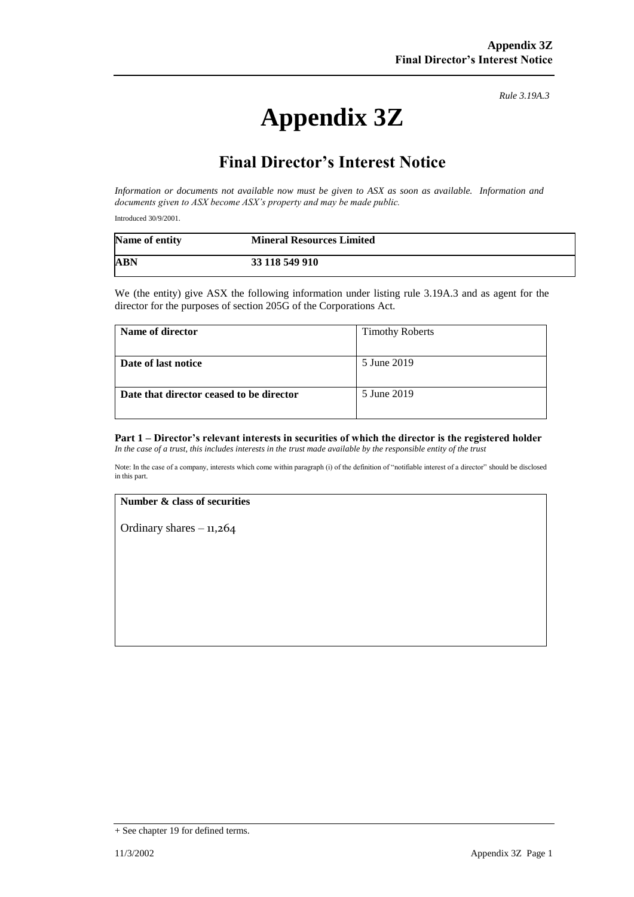*Rule 3.19A.3*

# Appendix 3Z

## Final Director's Interest Notice

*Information or documents not available now must be given to ASX as soon as available. Information and documents given to ASX become ASX's property and may be made public.*

Introduced 30/9/2001.

| **Name of entity** | **Mineral Resources Limited** |
|---|---|
| **ABN** | **33 118 549 910** |

We (the entity) give ASX the following information under listing rule 3.19A.3 and as agent for the director for the purposes of section 205G of the Corporations Act.

| **Name of director** | Timothy Roberts |
|---|---|
| **Date of last notice** | 5 June 2019 |
| **Date that director ceased to be director** | 5 June 2019 |

**Part 1 – Director's relevant interests in securities of which the director is the registered holder**
*In the case of a trust, this includes interests in the trust made available by the responsible entity of the trust*

Note: In the case of a company, interests which come within paragraph (i) of the definition of "notifiable interest of a director" should be disclosed in this part.

| **Number & class of securities** |
|---|
| Ordinary shares – 11,264 |

+ See chapter 19 for defined terms.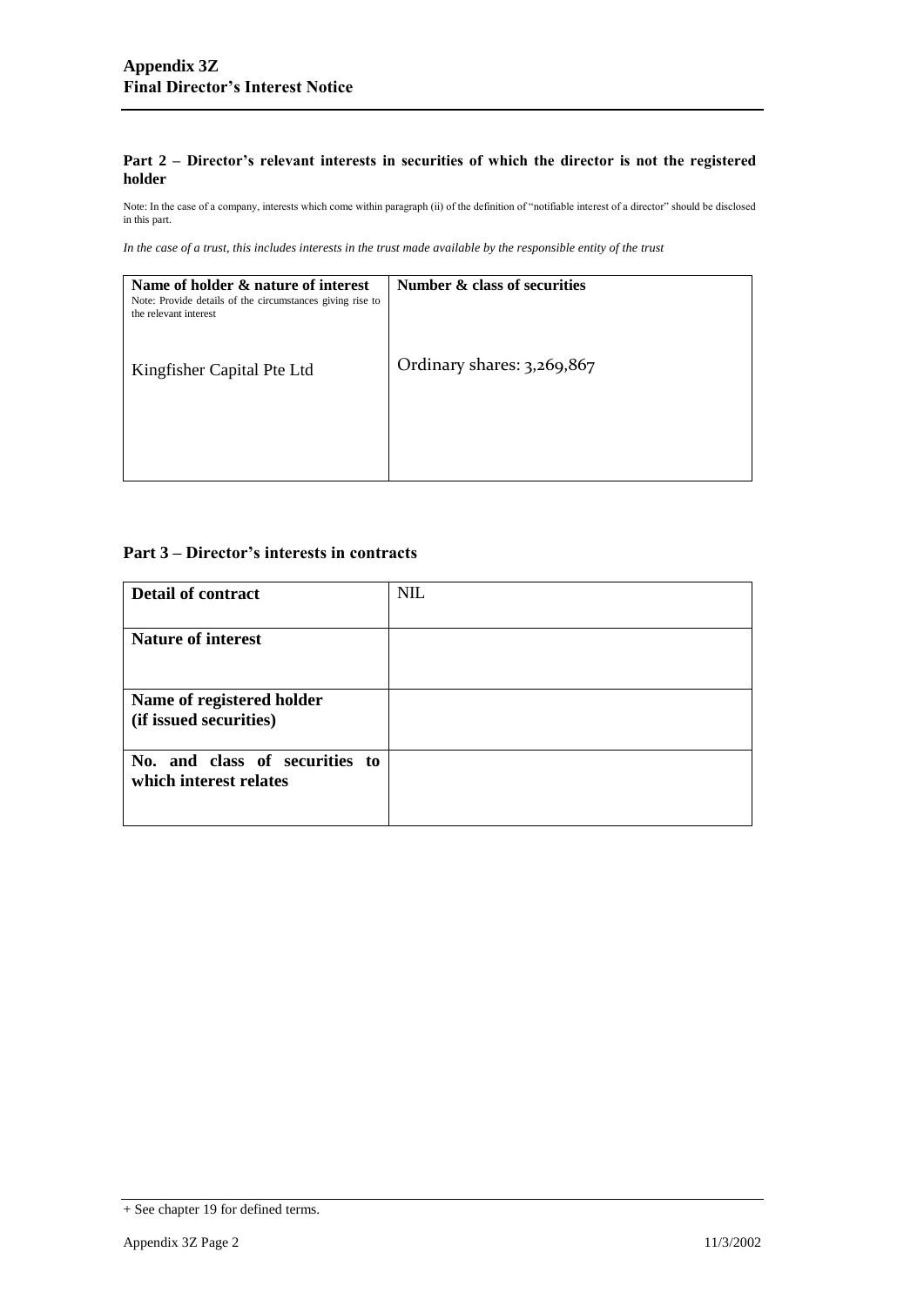## Part 2 – Director's relevant interests in securities of which the director is not the registered holder

Note: In the case of a company, interests which come within paragraph (ii) of the definition of "notifiable interest of a director" should be disclosed in this part.

*In the case of a trust, this includes interests in the trust made available by the responsible entity of the trust*

| **Name of holder & nature of interest**<br>Note: Provide details of the circumstances giving rise to the relevant interest | **Number & class of securities** |
|---|---|
| Kingfisher Capital Pte Ltd | Ordinary shares: 3,269,867 |

## Part 3 – Director's interests in contracts

| | |
|---|---|
| **Detail of contract** | NIL |
| **Nature of interest** | |
| **Name of registered holder (if issued securities)** | |
| **No. and class of securities to which interest relates** | |

+ See chapter 19 for defined terms.